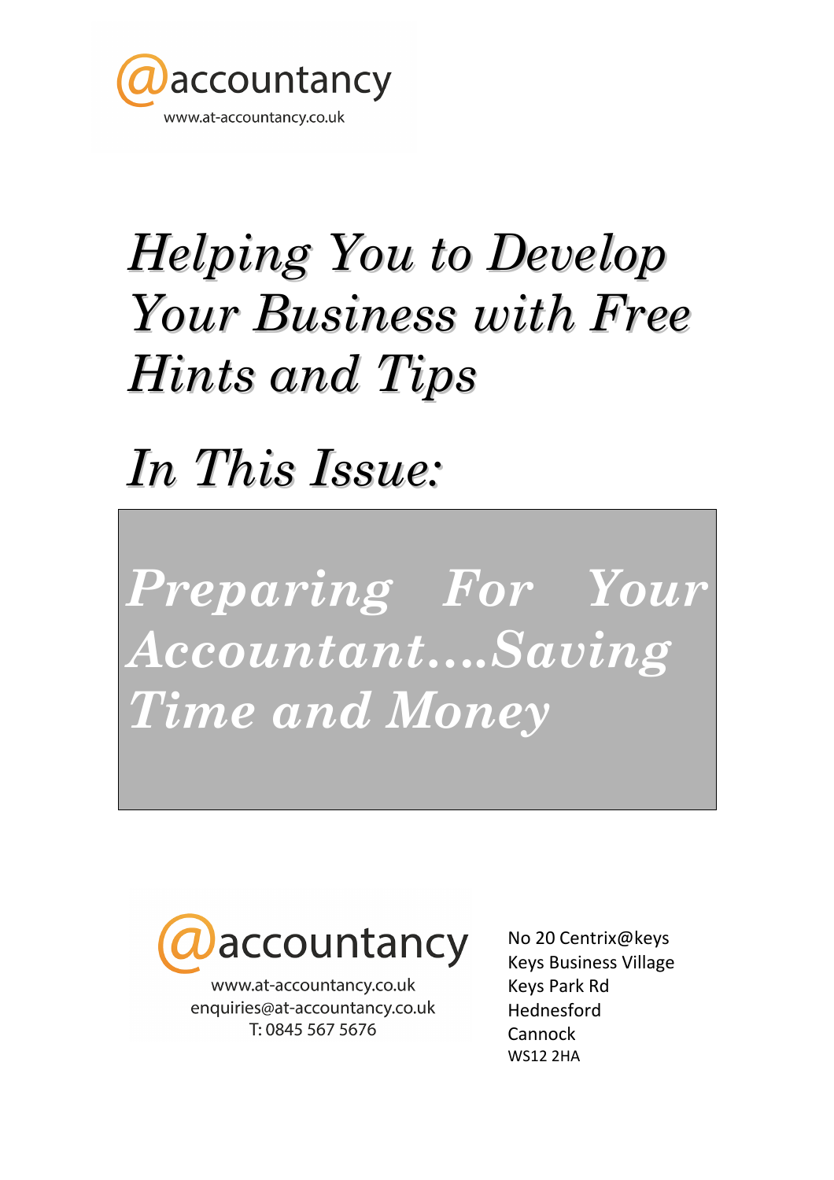@accountancy

www.at-accountancy.co.uk

# *Helping You to Develop Your Business with Free Hints and Tips*

## *In This Issue:*

## *Preparing For Your Accountant....Saving Time and Money*

@accountancy

www.at-accountancy.co.uk
enquiries@at-accountancy.co.uk
T: 0845 567 5676

No 20 Centrix@keys
Keys Business Village
Keys Park Rd
Hednesford
Cannock
WS12 2HA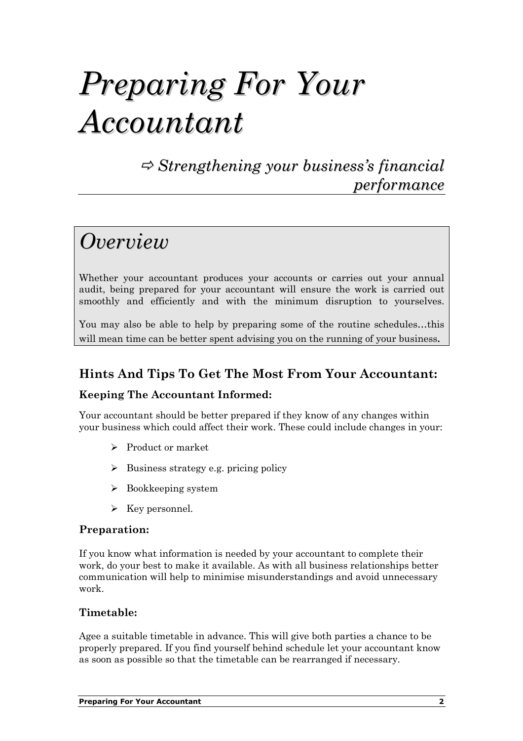# *Preparing For Your Accountant*

## *⇨ Strengthening your business's financial performance*

## *Overview*

Whether your accountant produces your accounts or carries out your annual audit, being prepared for your accountant will ensure the work is carried out smoothly and efficiently and with the minimum disruption to yourselves.

You may also be able to help by preparing some of the routine schedules…this will mean time can be better spent advising you on the running of your business.

### Hints And Tips To Get The Most From Your Accountant:

#### Keeping The Accountant Informed:

Your accountant should be better prepared if they know of any changes within your business which could affect their work. These could include changes in your:

- Product or market
- Business strategy e.g. pricing policy
- Bookkeeping system
- Key personnel.

#### Preparation:

If you know what information is needed by your accountant to complete their work, do your best to make it available. As with all business relationships better communication will help to minimise misunderstandings and avoid unnecessary work.

#### Timetable:

Agee a suitable timetable in advance. This will give both parties a chance to be properly prepared. If you find yourself behind schedule let your accountant know as soon as possible so that the timetable can be rearranged if necessary.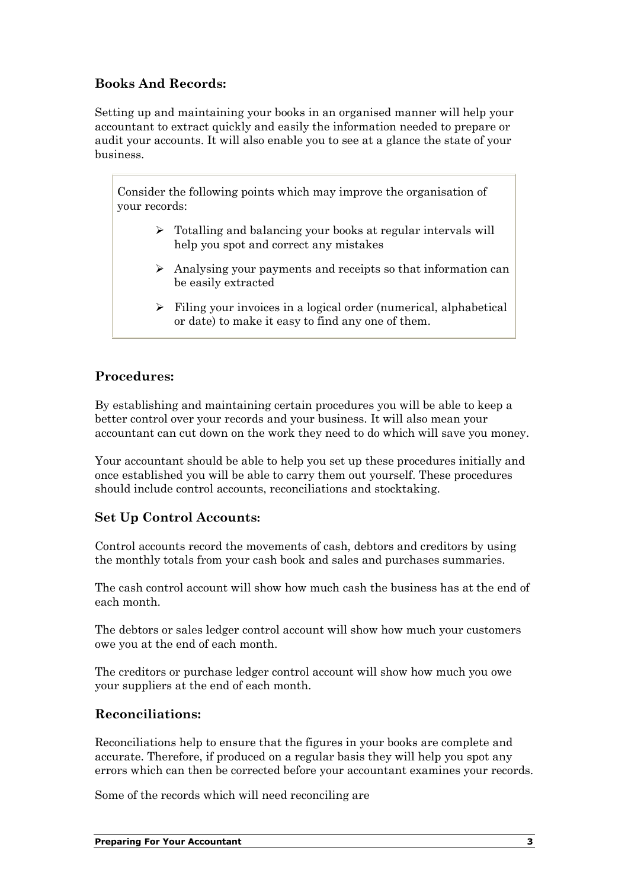## Books And Records:

Setting up and maintaining your books in an organised manner will help your accountant to extract quickly and easily the information needed to prepare or audit your accounts. It will also enable you to see at a glance the state of your business.

Consider the following points which may improve the organisation of your records:

- Totalling and balancing your books at regular intervals will help you spot and correct any mistakes
- Analysing your payments and receipts so that information can be easily extracted
- Filing your invoices in a logical order (numerical, alphabetical or date) to make it easy to find any one of them.

## Procedures:

By establishing and maintaining certain procedures you will be able to keep a better control over your records and your business. It will also mean your accountant can cut down on the work they need to do which will save you money.

Your accountant should be able to help you set up these procedures initially and once established you will be able to carry them out yourself. These procedures should include control accounts, reconciliations and stocktaking.

## Set Up Control Accounts:

Control accounts record the movements of cash, debtors and creditors by using the monthly totals from your cash book and sales and purchases summaries.

The cash control account will show how much cash the business has at the end of each month.

The debtors or sales ledger control account will show how much your customers owe you at the end of each month.

The creditors or purchase ledger control account will show how much you owe your suppliers at the end of each month.

## Reconciliations:

Reconciliations help to ensure that the figures in your books are complete and accurate. Therefore, if produced on a regular basis they will help you spot any errors which can then be corrected before your accountant examines your records.

Some of the records which will need reconciling are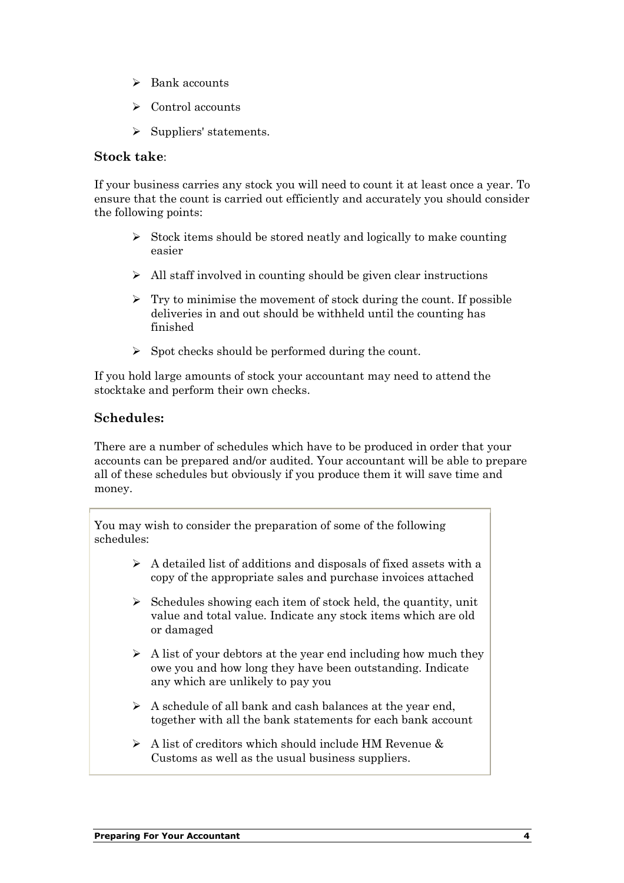- Bank accounts
- Control accounts
- Suppliers' statements.

### Stock take:

If your business carries any stock you will need to count it at least once a year. To ensure that the count is carried out efficiently and accurately you should consider the following points:

- Stock items should be stored neatly and logically to make counting easier
- All staff involved in counting should be given clear instructions
- Try to minimise the movement of stock during the count. If possible deliveries in and out should be withheld until the counting has finished
- Spot checks should be performed during the count.

If you hold large amounts of stock your accountant may need to attend the stocktake and perform their own checks.

### Schedules:

There are a number of schedules which have to be produced in order that your accounts can be prepared and/or audited. Your accountant will be able to prepare all of these schedules but obviously if you produce them it will save time and money.

You may wish to consider the preparation of some of the following schedules:

- A detailed list of additions and disposals of fixed assets with a copy of the appropriate sales and purchase invoices attached
- Schedules showing each item of stock held, the quantity, unit value and total value. Indicate any stock items which are old or damaged
- A list of your debtors at the year end including how much they owe you and how long they have been outstanding. Indicate any which are unlikely to pay you
- A schedule of all bank and cash balances at the year end, together with all the bank statements for each bank account
- A list of creditors which should include HM Revenue & Customs as well as the usual business suppliers.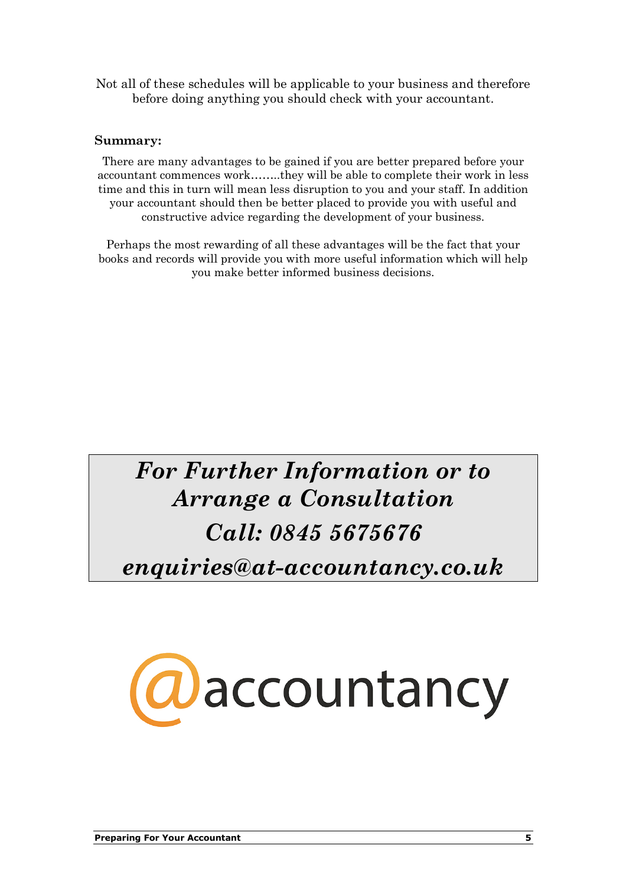Not all of these schedules will be applicable to your business and therefore before doing anything you should check with your accountant.

**Summary:**

There are many advantages to be gained if you are better prepared before your accountant commences work……..they will be able to complete their work in less time and this in turn will mean less disruption to you and your staff. In addition your accountant should then be better placed to provide you with useful and constructive advice regarding the development of your business.

Perhaps the most rewarding of all these advantages will be the fact that your books and records will provide you with more useful information which will help you make better informed business decisions.

***For Further Information or to Arrange a Consultation***

***Call: 0845 5675676***

***enquiries@at-accountancy.co.uk***

@accountancy